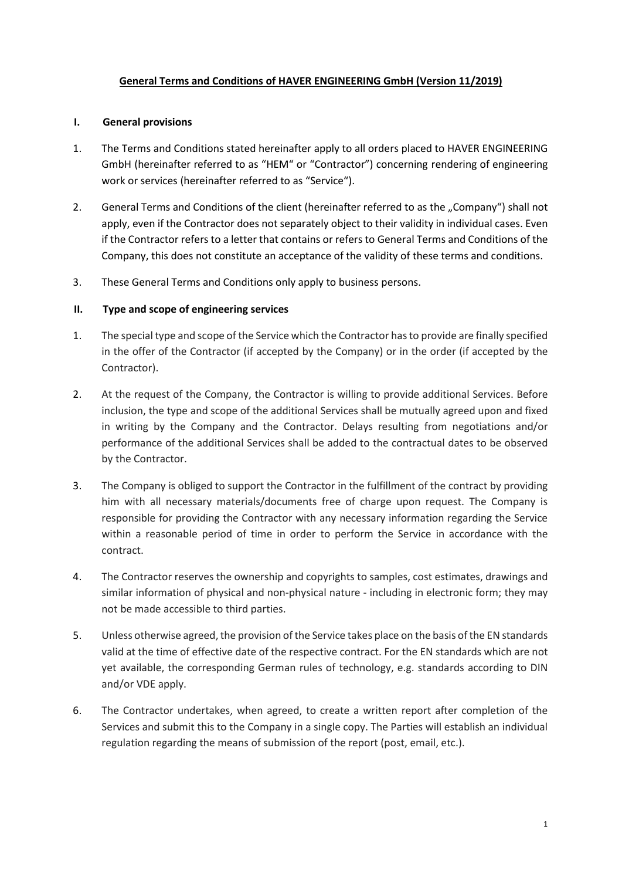# General Terms and Conditions of HAVER ENGINEERING GmbH (Version 11/2019)

## I. General provisions

1. The Terms and Conditions stated hereinafter apply to all orders placed to HAVER ENGINEERING GmbH (hereinafter referred to as "HEM" or "Contractor") concerning rendering of engineering work or services (hereinafter referred to as "Service").

2. General Terms and Conditions of the client (hereinafter referred to as the „Company") shall not apply, even if the Contractor does not separately object to their validity in individual cases. Even if the Contractor refers to a letter that contains or refers to General Terms and Conditions of the Company, this does not constitute an acceptance of the validity of these terms and conditions.

3. These General Terms and Conditions only apply to business persons.

## II. Type and scope of engineering services

1. The special type and scope of the Service which the Contractor has to provide are finally specified in the offer of the Contractor (if accepted by the Company) or in the order (if accepted by the Contractor).

2. At the request of the Company, the Contractor is willing to provide additional Services. Before inclusion, the type and scope of the additional Services shall be mutually agreed upon and fixed in writing by the Company and the Contractor. Delays resulting from negotiations and/or performance of the additional Services shall be added to the contractual dates to be observed by the Contractor.

3. The Company is obliged to support the Contractor in the fulfillment of the contract by providing him with all necessary materials/documents free of charge upon request. The Company is responsible for providing the Contractor with any necessary information regarding the Service within a reasonable period of time in order to perform the Service in accordance with the contract.

4. The Contractor reserves the ownership and copyrights to samples, cost estimates, drawings and similar information of physical and non-physical nature - including in electronic form; they may not be made accessible to third parties.

5. Unless otherwise agreed, the provision of the Service takes place on the basis of the EN standards valid at the time of effective date of the respective contract. For the EN standards which are not yet available, the corresponding German rules of technology, e.g. standards according to DIN and/or VDE apply.

6. The Contractor undertakes, when agreed, to create a written report after completion of the Services and submit this to the Company in a single copy. The Parties will establish an individual regulation regarding the means of submission of the report (post, email, etc.).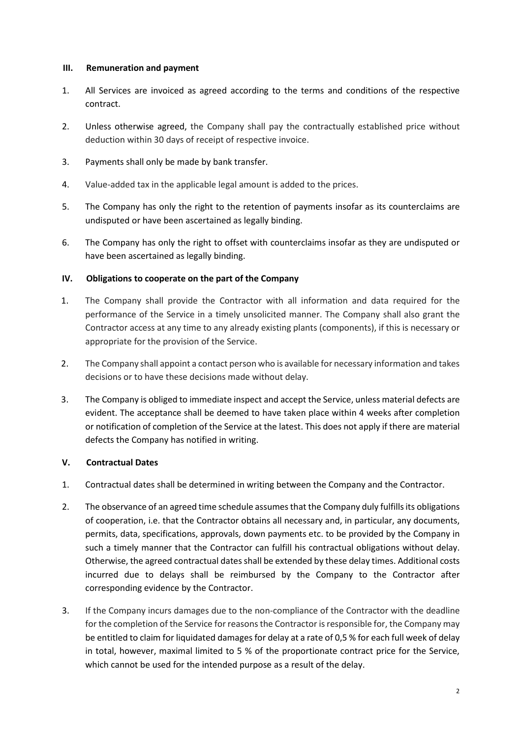## III. Remuneration and payment

1. All Services are invoiced as agreed according to the terms and conditions of the respective contract.
2. Unless otherwise agreed, the Company shall pay the contractually established price without deduction within 30 days of receipt of respective invoice.
3. Payments shall only be made by bank transfer.
4. Value-added tax in the applicable legal amount is added to the prices.
5. The Company has only the right to the retention of payments insofar as its counterclaims are undisputed or have been ascertained as legally binding.
6. The Company has only the right to offset with counterclaims insofar as they are undisputed or have been ascertained as legally binding.

## IV. Obligations to cooperate on the part of the Company

1. The Company shall provide the Contractor with all information and data required for the performance of the Service in a timely unsolicited manner. The Company shall also grant the Contractor access at any time to any already existing plants (components), if this is necessary or appropriate for the provision of the Service.
2. The Company shall appoint a contact person who is available for necessary information and takes decisions or to have these decisions made without delay.
3. The Company is obliged to immediate inspect and accept the Service, unless material defects are evident. The acceptance shall be deemed to have taken place within 4 weeks after completion or notification of completion of the Service at the latest. This does not apply if there are material defects the Company has notified in writing.

## V. Contractual Dates

1. Contractual dates shall be determined in writing between the Company and the Contractor.
2. The observance of an agreed time schedule assumes that the Company duly fulfills its obligations of cooperation, i.e. that the Contractor obtains all necessary and, in particular, any documents, permits, data, specifications, approvals, down payments etc. to be provided by the Company in such a timely manner that the Contractor can fulfill his contractual obligations without delay. Otherwise, the agreed contractual dates shall be extended by these delay times. Additional costs incurred due to delays shall be reimbursed by the Company to the Contractor after corresponding evidence by the Contractor.
3. If the Company incurs damages due to the non-compliance of the Contractor with the deadline for the completion of the Service for reasons the Contractor is responsible for, the Company may be entitled to claim for liquidated damages for delay at a rate of 0,5 % for each full week of delay in total, however, maximal limited to 5 % of the proportionate contract price for the Service, which cannot be used for the intended purpose as a result of the delay.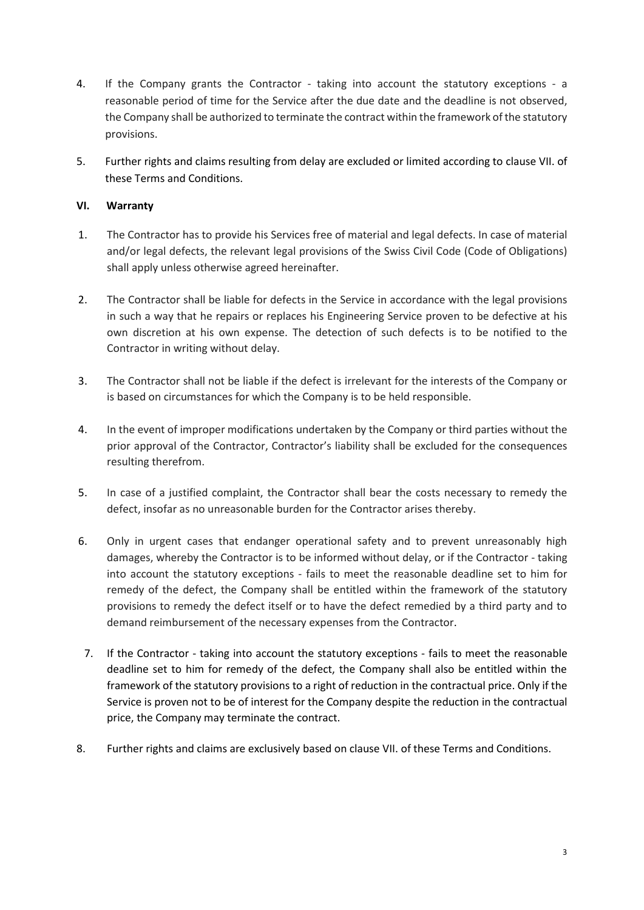4. If the Company grants the Contractor - taking into account the statutory exceptions - a reasonable period of time for the Service after the due date and the deadline is not observed, the Company shall be authorized to terminate the contract within the framework of the statutory provisions.

5. Further rights and claims resulting from delay are excluded or limited according to clause VII. of these Terms and Conditions.

## VI. Warranty

1. The Contractor has to provide his Services free of material and legal defects. In case of material and/or legal defects, the relevant legal provisions of the Swiss Civil Code (Code of Obligations) shall apply unless otherwise agreed hereinafter.

2. The Contractor shall be liable for defects in the Service in accordance with the legal provisions in such a way that he repairs or replaces his Engineering Service proven to be defective at his own discretion at his own expense. The detection of such defects is to be notified to the Contractor in writing without delay.

3. The Contractor shall not be liable if the defect is irrelevant for the interests of the Company or is based on circumstances for which the Company is to be held responsible.

4. In the event of improper modifications undertaken by the Company or third parties without the prior approval of the Contractor, Contractor's liability shall be excluded for the consequences resulting therefrom.

5. In case of a justified complaint, the Contractor shall bear the costs necessary to remedy the defect, insofar as no unreasonable burden for the Contractor arises thereby.

6. Only in urgent cases that endanger operational safety and to prevent unreasonably high damages, whereby the Contractor is to be informed without delay, or if the Contractor - taking into account the statutory exceptions - fails to meet the reasonable deadline set to him for remedy of the defect, the Company shall be entitled within the framework of the statutory provisions to remedy the defect itself or to have the defect remedied by a third party and to demand reimbursement of the necessary expenses from the Contractor.

7. If the Contractor - taking into account the statutory exceptions - fails to meet the reasonable deadline set to him for remedy of the defect, the Company shall also be entitled within the framework of the statutory provisions to a right of reduction in the contractual price. Only if the Service is proven not to be of interest for the Company despite the reduction in the contractual price, the Company may terminate the contract.

8. Further rights and claims are exclusively based on clause VII. of these Terms and Conditions.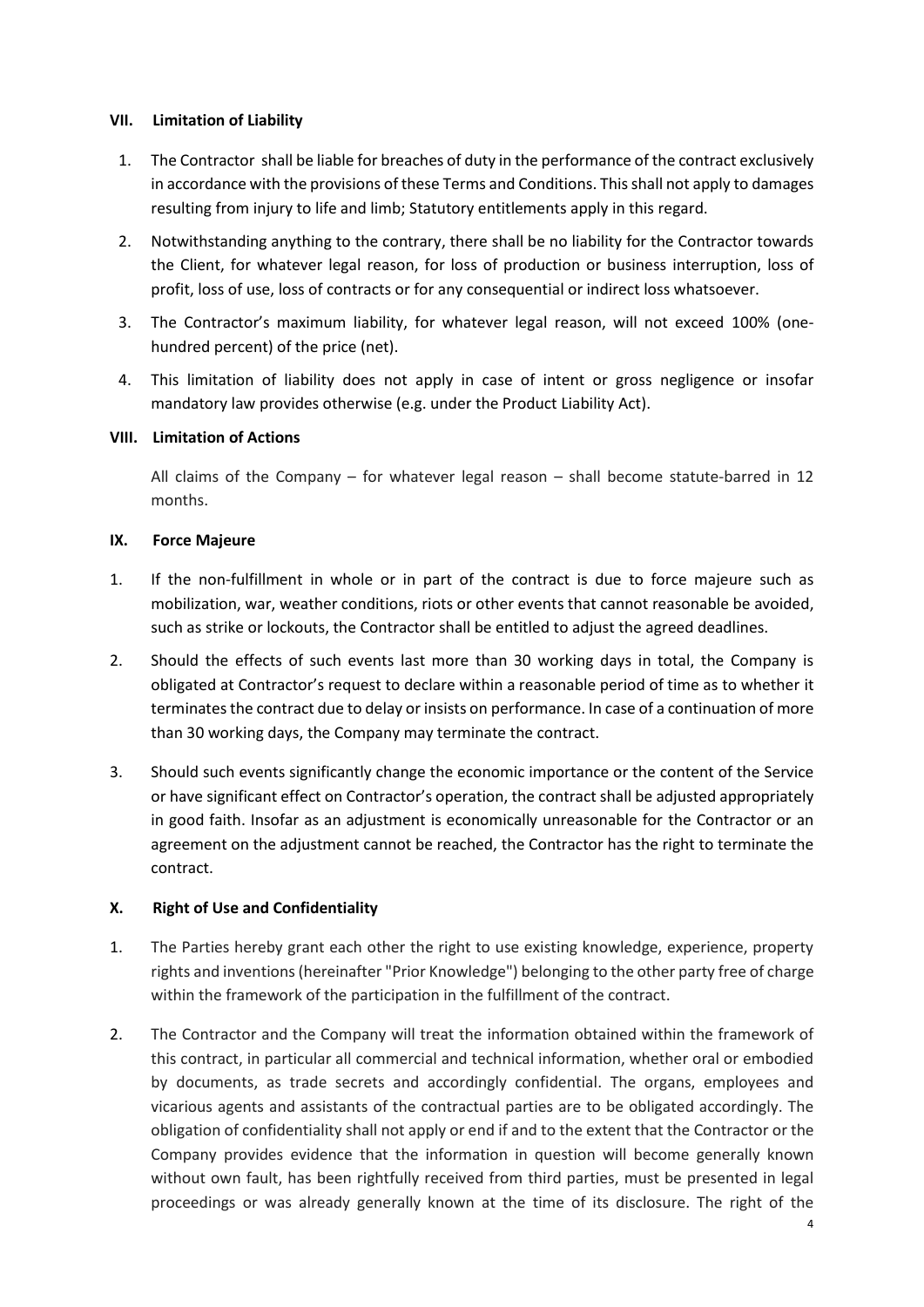## VII. Limitation of Liability

1. The Contractor shall be liable for breaches of duty in the performance of the contract exclusively in accordance with the provisions of these Terms and Conditions. This shall not apply to damages resulting from injury to life and limb; Statutory entitlements apply in this regard.
2. Notwithstanding anything to the contrary, there shall be no liability for the Contractor towards the Client, for whatever legal reason, for loss of production or business interruption, loss of profit, loss of use, loss of contracts or for any consequential or indirect loss whatsoever.
3. The Contractor's maximum liability, for whatever legal reason, will not exceed 100% (one-hundred percent) of the price (net).
4. This limitation of liability does not apply in case of intent or gross negligence or insofar mandatory law provides otherwise (e.g. under the Product Liability Act).

## VIII. Limitation of Actions

All claims of the Company – for whatever legal reason – shall become statute-barred in 12 months.

## IX. Force Majeure

1. If the non-fulfillment in whole or in part of the contract is due to force majeure such as mobilization, war, weather conditions, riots or other events that cannot reasonable be avoided, such as strike or lockouts, the Contractor shall be entitled to adjust the agreed deadlines.
2. Should the effects of such events last more than 30 working days in total, the Company is obligated at Contractor's request to declare within a reasonable period of time as to whether it terminates the contract due to delay or insists on performance. In case of a continuation of more than 30 working days, the Company may terminate the contract.
3. Should such events significantly change the economic importance or the content of the Service or have significant effect on Contractor's operation, the contract shall be adjusted appropriately in good faith. Insofar as an adjustment is economically unreasonable for the Contractor or an agreement on the adjustment cannot be reached, the Contractor has the right to terminate the contract.

## X. Right of Use and Confidentiality

1. The Parties hereby grant each other the right to use existing knowledge, experience, property rights and inventions (hereinafter "Prior Knowledge") belonging to the other party free of charge within the framework of the participation in the fulfillment of the contract.
2. The Contractor and the Company will treat the information obtained within the framework of this contract, in particular all commercial and technical information, whether oral or embodied by documents, as trade secrets and accordingly confidential. The organs, employees and vicarious agents and assistants of the contractual parties are to be obligated accordingly. The obligation of confidentiality shall not apply or end if and to the extent that the Contractor or the Company provides evidence that the information in question will become generally known without own fault, has been rightfully received from third parties, must be presented in legal proceedings or was already generally known at the time of its disclosure. The right of the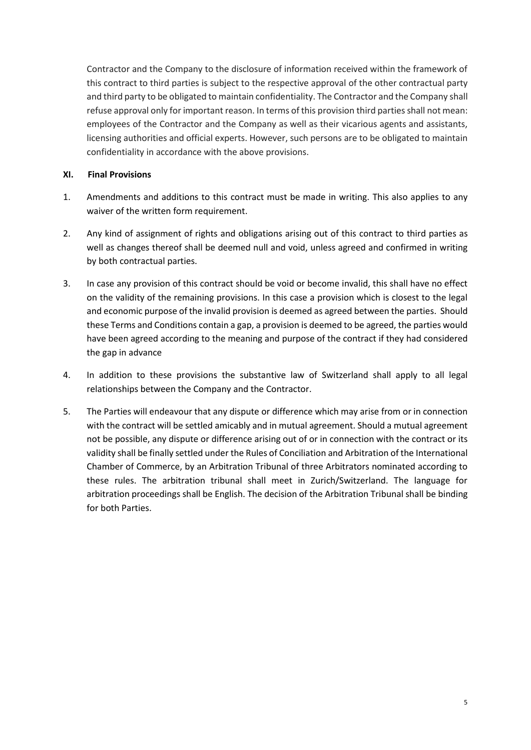Contractor and the Company to the disclosure of information received within the framework of this contract to third parties is subject to the respective approval of the other contractual party and third party to be obligated to maintain confidentiality. The Contractor and the Company shall refuse approval only for important reason. In terms of this provision third parties shall not mean: employees of the Contractor and the Company as well as their vicarious agents and assistants, licensing authorities and official experts. However, such persons are to be obligated to maintain confidentiality in accordance with the above provisions.

## XI. Final Provisions

1. Amendments and additions to this contract must be made in writing. This also applies to any waiver of the written form requirement.

2. Any kind of assignment of rights and obligations arising out of this contract to third parties as well as changes thereof shall be deemed null and void, unless agreed and confirmed in writing by both contractual parties.

3. In case any provision of this contract should be void or become invalid, this shall have no effect on the validity of the remaining provisions. In this case a provision which is closest to the legal and economic purpose of the invalid provision is deemed as agreed between the parties. Should these Terms and Conditions contain a gap, a provision is deemed to be agreed, the parties would have been agreed according to the meaning and purpose of the contract if they had considered the gap in advance

4. In addition to these provisions the substantive law of Switzerland shall apply to all legal relationships between the Company and the Contractor.

5. The Parties will endeavour that any dispute or difference which may arise from or in connection with the contract will be settled amicably and in mutual agreement. Should a mutual agreement not be possible, any dispute or difference arising out of or in connection with the contract or its validity shall be finally settled under the Rules of Conciliation and Arbitration of the International Chamber of Commerce, by an Arbitration Tribunal of three Arbitrators nominated according to these rules. The arbitration tribunal shall meet in Zurich/Switzerland. The language for arbitration proceedings shall be English. The decision of the Arbitration Tribunal shall be binding for both Parties.